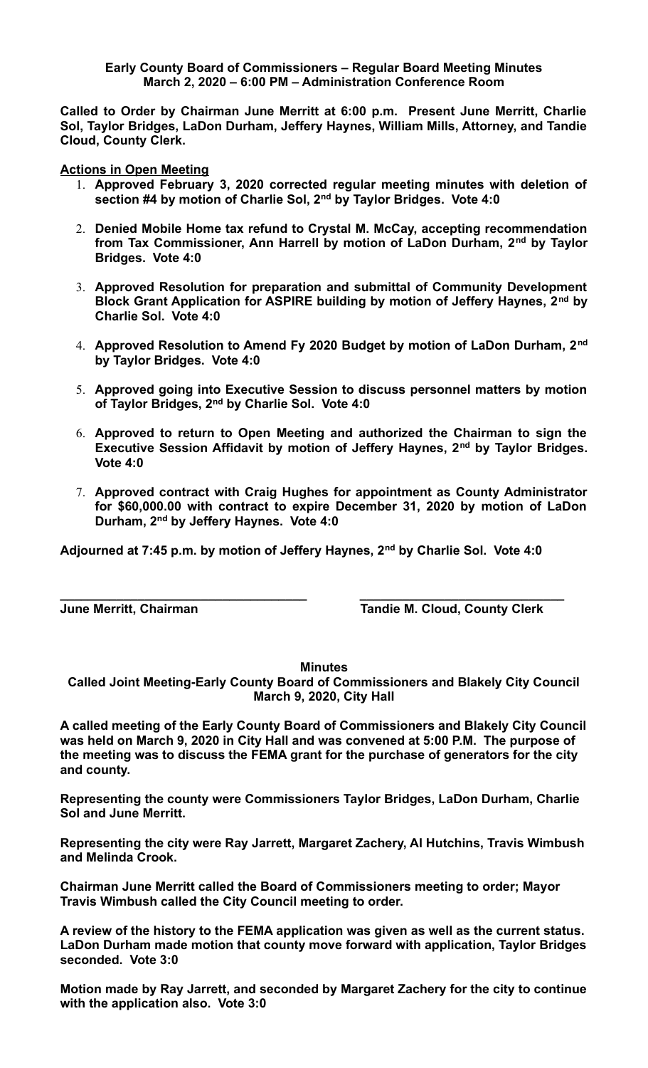**Early County Board of Commissioners – Regular Board Meeting Minutes**
**March 2, 2020 – 6:00 PM – Administration Conference Room**

**Called to Order by Chairman June Merritt at 6:00 p.m. Present June Merritt, Charlie Sol, Taylor Bridges, LaDon Durham, Jeffery Haynes, William Mills, Attorney, and Tandie Cloud, County Clerk.**

**Actions in Open Meeting**

1. **Approved February 3, 2020 corrected regular meeting minutes with deletion of section #4 by motion of Charlie Sol, 2nd by Taylor Bridges. Vote 4:0**
2. **Denied Mobile Home tax refund to Crystal M. McCay, accepting recommendation from Tax Commissioner, Ann Harrell by motion of LaDon Durham, 2nd by Taylor Bridges. Vote 4:0**
3. **Approved Resolution for preparation and submittal of Community Development Block Grant Application for ASPIRE building by motion of Jeffery Haynes, 2nd by Charlie Sol. Vote 4:0**
4. **Approved Resolution to Amend Fy 2020 Budget by motion of LaDon Durham, 2nd by Taylor Bridges. Vote 4:0**
5. **Approved going into Executive Session to discuss personnel matters by motion of Taylor Bridges, 2nd by Charlie Sol. Vote 4:0**
6. **Approved to return to Open Meeting and authorized the Chairman to sign the Executive Session Affidavit by motion of Jeffery Haynes, 2nd by Taylor Bridges. Vote 4:0**
7. **Approved contract with Craig Hughes for appointment as County Administrator for $60,000.00 with contract to expire December 31, 2020 by motion of LaDon Durham, 2nd by Jeffery Haynes. Vote 4:0**

**Adjourned at 7:45 p.m. by motion of Jeffery Haynes, 2nd by Charlie Sol. Vote 4:0**

**___________________________________ ______________________________**
**June Merritt, Chairman Tandie M. Cloud, County Clerk**

**Minutes**
**Called Joint Meeting-Early County Board of Commissioners and Blakely City Council**
**March 9, 2020, City Hall**

**A called meeting of the Early County Board of Commissioners and Blakely City Council was held on March 9, 2020 in City Hall and was convened at 5:00 P.M. The purpose of the meeting was to discuss the FEMA grant for the purchase of generators for the city and county.**

**Representing the county were Commissioners Taylor Bridges, LaDon Durham, Charlie Sol and June Merritt.**

**Representing the city were Ray Jarrett, Margaret Zachery, Al Hutchins, Travis Wimbush and Melinda Crook.**

**Chairman June Merritt called the Board of Commissioners meeting to order; Mayor Travis Wimbush called the City Council meeting to order.**

**A review of the history to the FEMA application was given as well as the current status. LaDon Durham made motion that county move forward with application, Taylor Bridges seconded. Vote 3:0**

**Motion made by Ray Jarrett, and seconded by Margaret Zachery for the city to continue with the application also. Vote 3:0**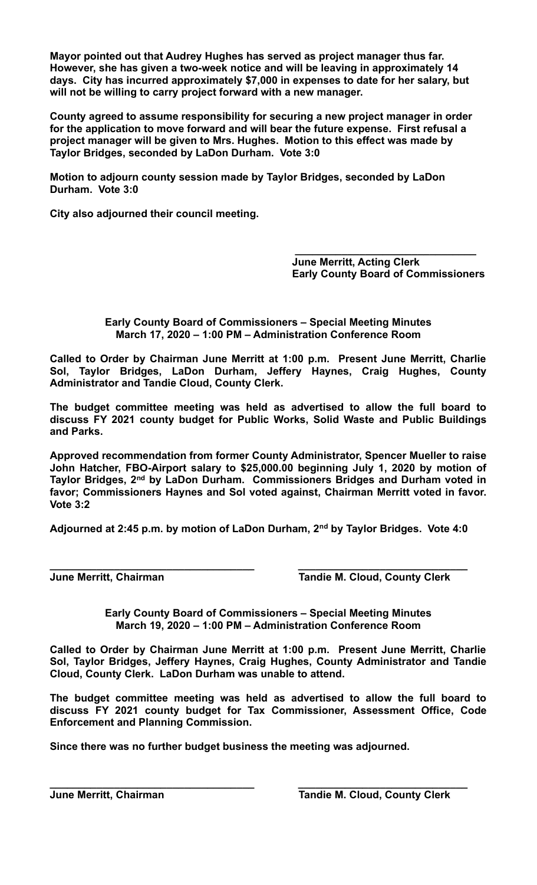**Mayor pointed out that Audrey Hughes has served as project manager thus far. However, she has given a two-week notice and will be leaving in approximately 14 days. City has incurred approximately $7,000 in expenses to date for her salary, but will not be willing to carry project forward with a new manager.**

**County agreed to assume responsibility for securing a new project manager in order for the application to move forward and will bear the future expense. First refusal a project manager will be given to Mrs. Hughes. Motion to this effect was made by Taylor Bridges, seconded by LaDon Durham. Vote 3:0**

**Motion to adjourn county session made by Taylor Bridges, seconded by LaDon Durham. Vote 3:0**

**City also adjourned their council meeting.**

______________________________
**June Merritt, Acting Clerk**
**Early County Board of Commissioners**

**Early County Board of Commissioners – Special Meeting Minutes**
**March 17, 2020 – 1:00 PM – Administration Conference Room**

**Called to Order by Chairman June Merritt at 1:00 p.m. Present June Merritt, Charlie Sol, Taylor Bridges, LaDon Durham, Jeffery Haynes, Craig Hughes, County Administrator and Tandie Cloud, County Clerk.**

**The budget committee meeting was held as advertised to allow the full board to discuss FY 2021 county budget for Public Works, Solid Waste and Public Buildings and Parks.**

**Approved recommendation from former County Administrator, Spencer Mueller to raise John Hatcher, FBO-Airport salary to $25,000.00 beginning July 1, 2020 by motion of Taylor Bridges, 2nd by LaDon Durham. Commissioners Bridges and Durham voted in favor; Commissioners Haynes and Sol voted against, Chairman Merritt voted in favor. Vote 3:2**

**Adjourned at 2:45 p.m. by motion of LaDon Durham, 2nd by Taylor Bridges. Vote 4:0**

______________________________ ______________________________
**June Merritt, Chairman** **Tandie M. Cloud, County Clerk**

**Early County Board of Commissioners – Special Meeting Minutes**
**March 19, 2020 – 1:00 PM – Administration Conference Room**

**Called to Order by Chairman June Merritt at 1:00 p.m. Present June Merritt, Charlie Sol, Taylor Bridges, Jeffery Haynes, Craig Hughes, County Administrator and Tandie Cloud, County Clerk. LaDon Durham was unable to attend.**

**The budget committee meeting was held as advertised to allow the full board to discuss FY 2021 county budget for Tax Commissioner, Assessment Office, Code Enforcement and Planning Commission.**

**Since there was no further budget business the meeting was adjourned.**

______________________________ ______________________________
**June Merritt, Chairman** **Tandie M. Cloud, County Clerk**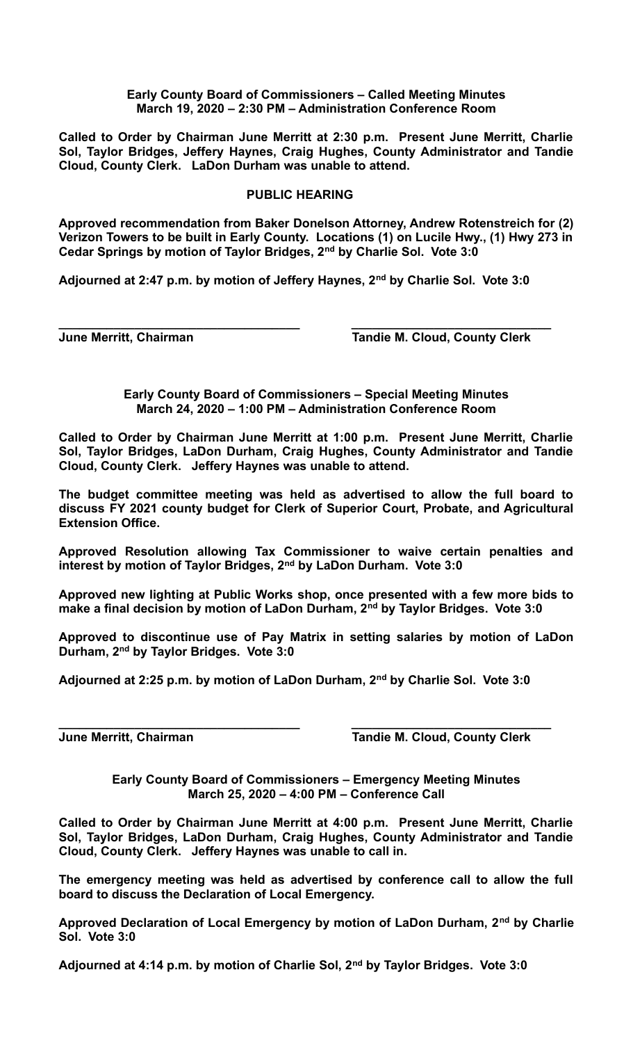**Early County Board of Commissioners – Called Meeting Minutes**
**March 19, 2020 – 2:30 PM – Administration Conference Room**

**Called to Order by Chairman June Merritt at 2:30 p.m. Present June Merritt, Charlie Sol, Taylor Bridges, Jeffery Haynes, Craig Hughes, County Administrator and Tandie Cloud, County Clerk. LaDon Durham was unable to attend.**

**PUBLIC HEARING**

**Approved recommendation from Baker Donelson Attorney, Andrew Rotenstreich for (2) Verizon Towers to be built in Early County. Locations (1) on Lucile Hwy., (1) Hwy 273 in Cedar Springs by motion of Taylor Bridges, 2nd by Charlie Sol. Vote 3:0**

**Adjourned at 2:47 p.m. by motion of Jeffery Haynes, 2nd by Charlie Sol. Vote 3:0**

| ___________________________________ | ___________________________________ |
| --- | --- |
| **June Merritt, Chairman** | **Tandie M. Cloud, County Clerk** |

**Early County Board of Commissioners – Special Meeting Minutes**
**March 24, 2020 – 1:00 PM – Administration Conference Room**

**Called to Order by Chairman June Merritt at 1:00 p.m. Present June Merritt, Charlie Sol, Taylor Bridges, LaDon Durham, Craig Hughes, County Administrator and Tandie Cloud, County Clerk. Jeffery Haynes was unable to attend.**

**The budget committee meeting was held as advertised to allow the full board to discuss FY 2021 county budget for Clerk of Superior Court, Probate, and Agricultural Extension Office.**

**Approved Resolution allowing Tax Commissioner to waive certain penalties and interest by motion of Taylor Bridges, 2nd by LaDon Durham. Vote 3:0**

**Approved new lighting at Public Works shop, once presented with a few more bids to make a final decision by motion of LaDon Durham, 2nd by Taylor Bridges. Vote 3:0**

**Approved to discontinue use of Pay Matrix in setting salaries by motion of LaDon Durham, 2nd by Taylor Bridges. Vote 3:0**

**Adjourned at 2:25 p.m. by motion of LaDon Durham, 2nd by Charlie Sol. Vote 3:0**

| ___________________________________ | ___________________________________ |
| --- | --- |
| **June Merritt, Chairman** | **Tandie M. Cloud, County Clerk** |

**Early County Board of Commissioners – Emergency Meeting Minutes**
**March 25, 2020 – 4:00 PM – Conference Call**

**Called to Order by Chairman June Merritt at 4:00 p.m. Present June Merritt, Charlie Sol, Taylor Bridges, LaDon Durham, Craig Hughes, County Administrator and Tandie Cloud, County Clerk. Jeffery Haynes was unable to call in.**

**The emergency meeting was held as advertised by conference call to allow the full board to discuss the Declaration of Local Emergency.**

**Approved Declaration of Local Emergency by motion of LaDon Durham, 2nd by Charlie Sol. Vote 3:0**

**Adjourned at 4:14 p.m. by motion of Charlie Sol, 2nd by Taylor Bridges. Vote 3:0**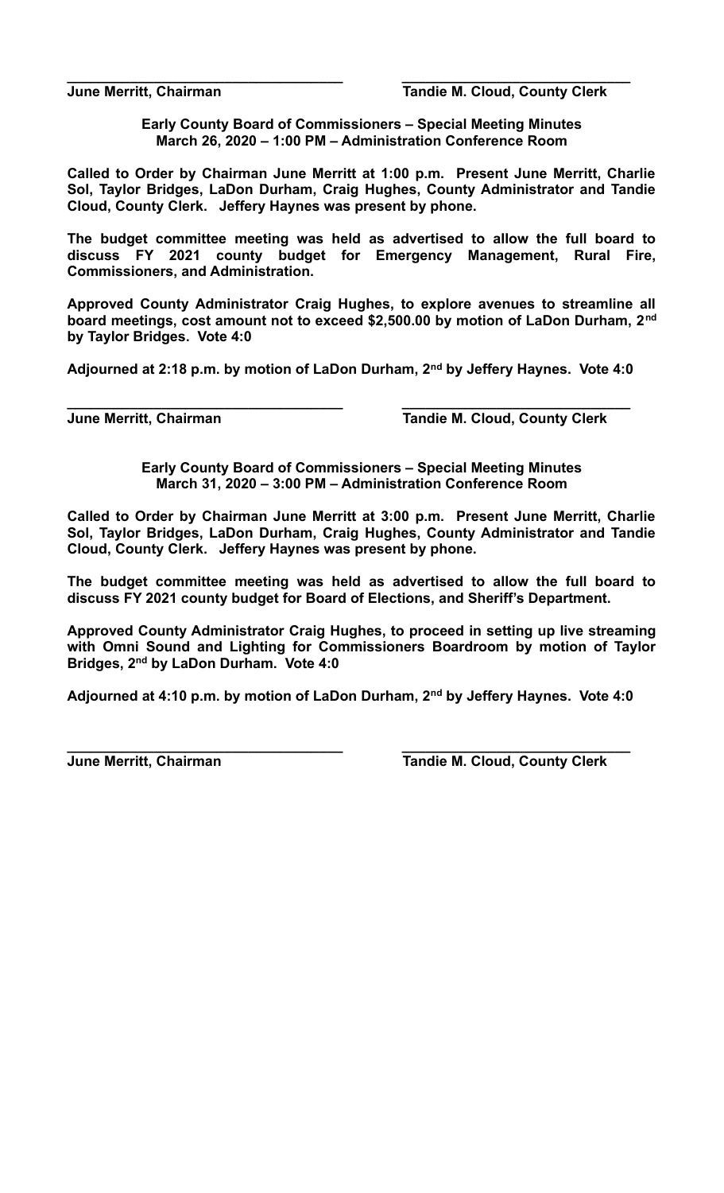**June Merritt, Chairman** **Tandie M. Cloud, County Clerk**

**Early County Board of Commissioners – Special Meeting Minutes**
**March 26, 2020 – 1:00 PM – Administration Conference Room**

**Called to Order by Chairman June Merritt at 1:00 p.m. Present June Merritt, Charlie Sol, Taylor Bridges, LaDon Durham, Craig Hughes, County Administrator and Tandie Cloud, County Clerk. Jeffery Haynes was present by phone.**

**The budget committee meeting was held as advertised to allow the full board to discuss FY 2021 county budget for Emergency Management, Rural Fire, Commissioners, and Administration.**

**Approved County Administrator Craig Hughes, to explore avenues to streamline all board meetings, cost amount not to exceed $2,500.00 by motion of LaDon Durham, 2nd by Taylor Bridges. Vote 4:0**

**Adjourned at 2:18 p.m. by motion of LaDon Durham, 2nd by Jeffery Haynes. Vote 4:0**

**June Merritt, Chairman** **Tandie M. Cloud, County Clerk**

**Early County Board of Commissioners – Special Meeting Minutes**
**March 31, 2020 – 3:00 PM – Administration Conference Room**

**Called to Order by Chairman June Merritt at 3:00 p.m. Present June Merritt, Charlie Sol, Taylor Bridges, LaDon Durham, Craig Hughes, County Administrator and Tandie Cloud, County Clerk. Jeffery Haynes was present by phone.**

**The budget committee meeting was held as advertised to allow the full board to discuss FY 2021 county budget for Board of Elections, and Sheriff's Department.**

**Approved County Administrator Craig Hughes, to proceed in setting up live streaming with Omni Sound and Lighting for Commissioners Boardroom by motion of Taylor Bridges, 2nd by LaDon Durham. Vote 4:0**

**Adjourned at 4:10 p.m. by motion of LaDon Durham, 2nd by Jeffery Haynes. Vote 4:0**

**June Merritt, Chairman** **Tandie M. Cloud, County Clerk**